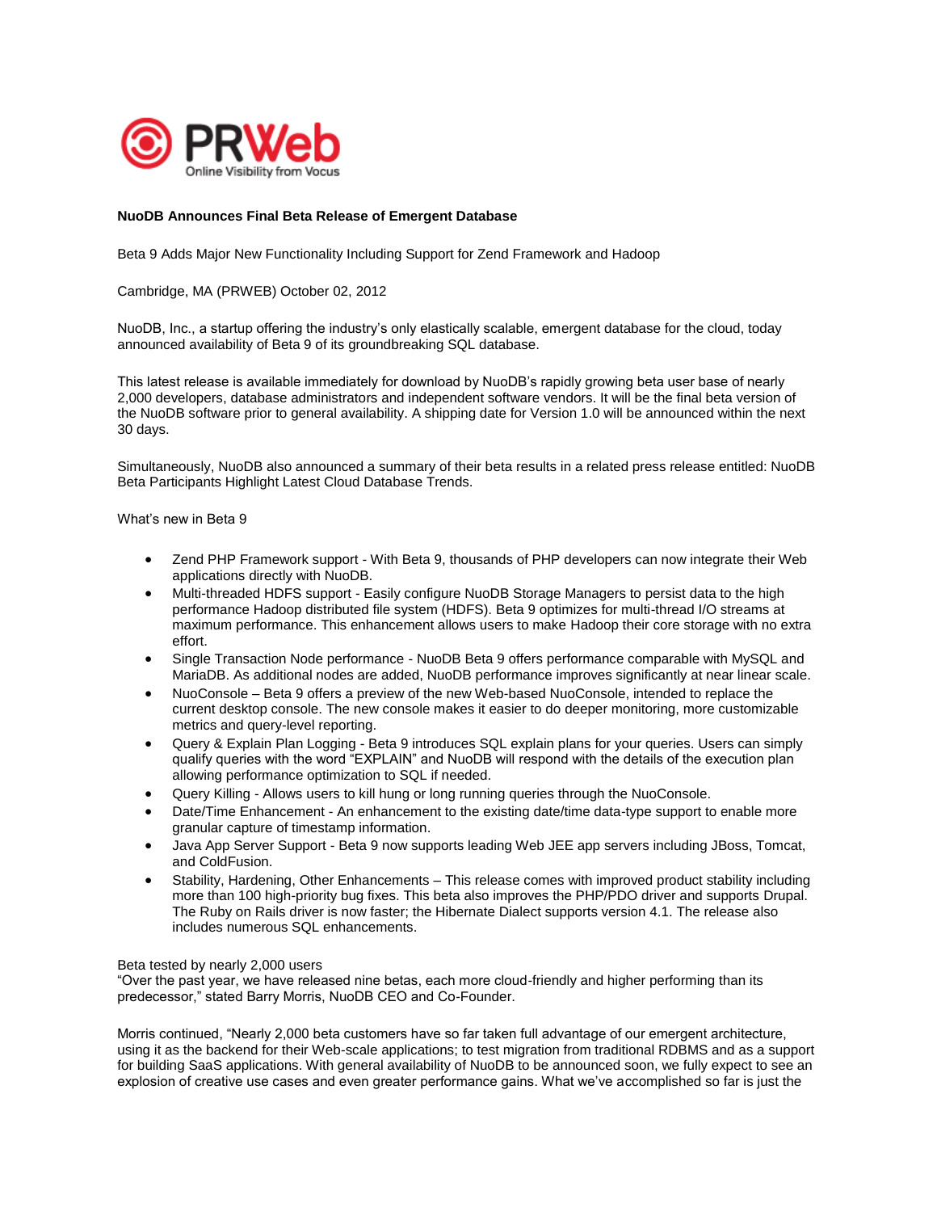**NuoDB Announces Final Beta Release of Emergent Database**

Beta 9 Adds Major New Functionality Including Support for Zend Framework and Hadoop

Cambridge, MA (PRWEB) October 02, 2012

NuoDB, Inc., a startup offering the industry's only elastically scalable, emergent database for the cloud, today announced availability of Beta 9 of its groundbreaking SQL database.

This latest release is available immediately for download by NuoDB's rapidly growing beta user base of nearly 2,000 developers, database administrators and independent software vendors. It will be the final beta version of the NuoDB software prior to general availability. A shipping date for Version 1.0 will be announced within the next 30 days.

Simultaneously, NuoDB also announced a summary of their beta results in a related press release entitled: NuoDB Beta Participants Highlight Latest Cloud Database Trends.

What's new in Beta 9

- Zend PHP Framework support - With Beta 9, thousands of PHP developers can now integrate their Web applications directly with NuoDB.
- Multi-threaded HDFS support - Easily configure NuoDB Storage Managers to persist data to the high performance Hadoop distributed file system (HDFS). Beta 9 optimizes for multi-thread I/O streams at maximum performance. This enhancement allows users to make Hadoop their core storage with no extra effort.
- Single Transaction Node performance - NuoDB Beta 9 offers performance comparable with MySQL and MariaDB. As additional nodes are added, NuoDB performance improves significantly at near linear scale.
- NuoConsole – Beta 9 offers a preview of the new Web-based NuoConsole, intended to replace the current desktop console. The new console makes it easier to do deeper monitoring, more customizable metrics and query-level reporting.
- Query & Explain Plan Logging - Beta 9 introduces SQL explain plans for your queries. Users can simply qualify queries with the word "EXPLAIN" and NuoDB will respond with the details of the execution plan allowing performance optimization to SQL if needed.
- Query Killing - Allows users to kill hung or long running queries through the NuoConsole.
- Date/Time Enhancement - An enhancement to the existing date/time data-type support to enable more granular capture of timestamp information.
- Java App Server Support - Beta 9 now supports leading Web JEE app servers including JBoss, Tomcat, and ColdFusion.
- Stability, Hardening, Other Enhancements – This release comes with improved product stability including more than 100 high-priority bug fixes. This beta also improves the PHP/PDO driver and supports Drupal. The Ruby on Rails driver is now faster; the Hibernate Dialect supports version 4.1. The release also includes numerous SQL enhancements.

Beta tested by nearly 2,000 users
"Over the past year, we have released nine betas, each more cloud-friendly and higher performing than its predecessor," stated Barry Morris, NuoDB CEO and Co-Founder.

Morris continued, "Nearly 2,000 beta customers have so far taken full advantage of our emergent architecture, using it as the backend for their Web-scale applications; to test migration from traditional RDBMS and as a support for building SaaS applications. With general availability of NuoDB to be announced soon, we fully expect to see an explosion of creative use cases and even greater performance gains. What we've accomplished so far is just the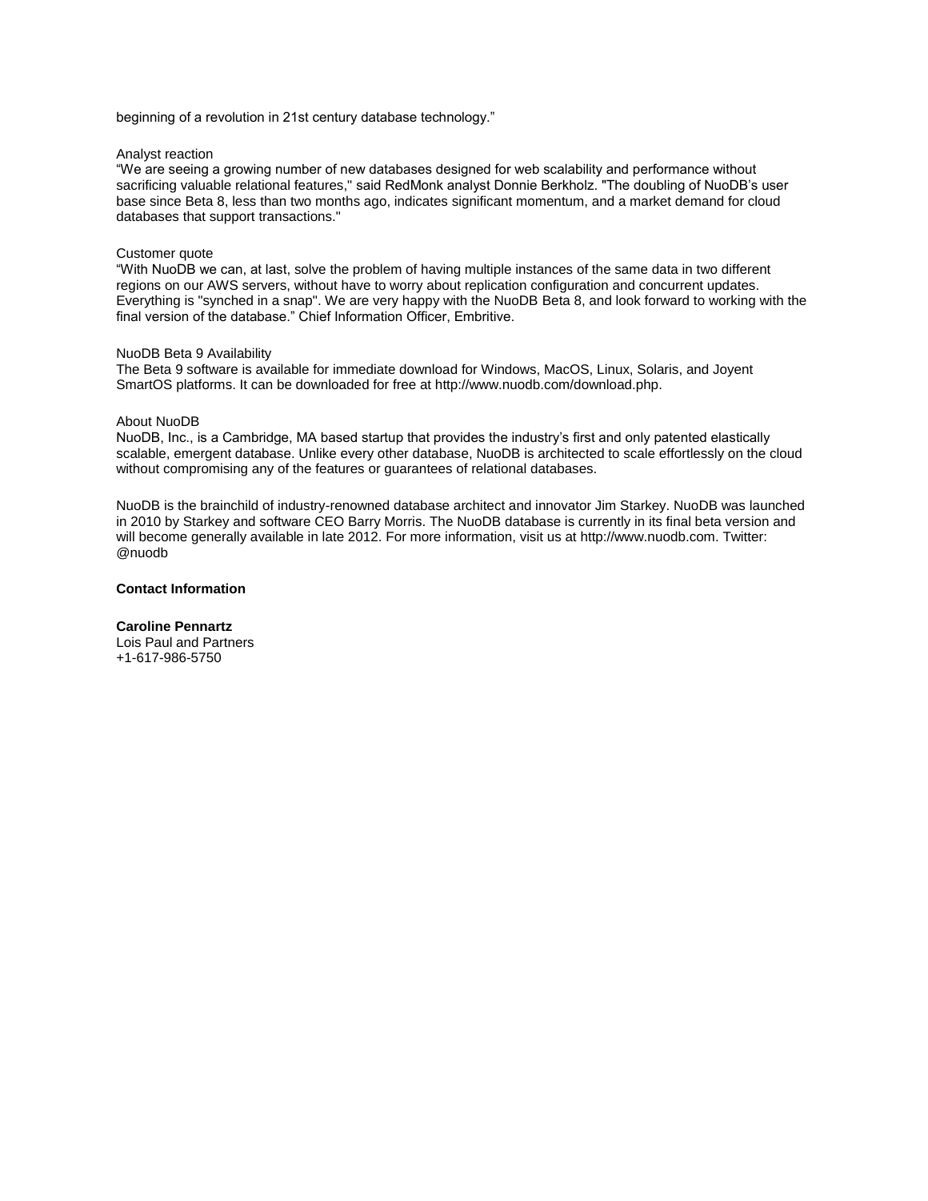beginning of a revolution in 21st century database technology."

Analyst reaction
"We are seeing a growing number of new databases designed for web scalability and performance without sacrificing valuable relational features," said RedMonk analyst Donnie Berkholz. "The doubling of NuoDB's user base since Beta 8, less than two months ago, indicates significant momentum, and a market demand for cloud databases that support transactions."

Customer quote
"With NuoDB we can, at last, solve the problem of having multiple instances of the same data in two different regions on our AWS servers, without have to worry about replication configuration and concurrent updates. Everything is "synched in a snap". We are very happy with the NuoDB Beta 8, and look forward to working with the final version of the database." Chief Information Officer, Embritive.

NuoDB Beta 9 Availability
The Beta 9 software is available for immediate download for Windows, MacOS, Linux, Solaris, and Joyent SmartOS platforms. It can be downloaded for free at http://www.nuodb.com/download.php.

About NuoDB
NuoDB, Inc., is a Cambridge, MA based startup that provides the industry's first and only patented elastically scalable, emergent database. Unlike every other database, NuoDB is architected to scale effortlessly on the cloud without compromising any of the features or guarantees of relational databases.

NuoDB is the brainchild of industry-renowned database architect and innovator Jim Starkey. NuoDB was launched in 2010 by Starkey and software CEO Barry Morris. The NuoDB database is currently in its final beta version and will become generally available in late 2012. For more information, visit us at http://www.nuodb.com. Twitter: @nuodb

**Contact Information**

**Caroline Pennartz**
Lois Paul and Partners
+1-617-986-5750